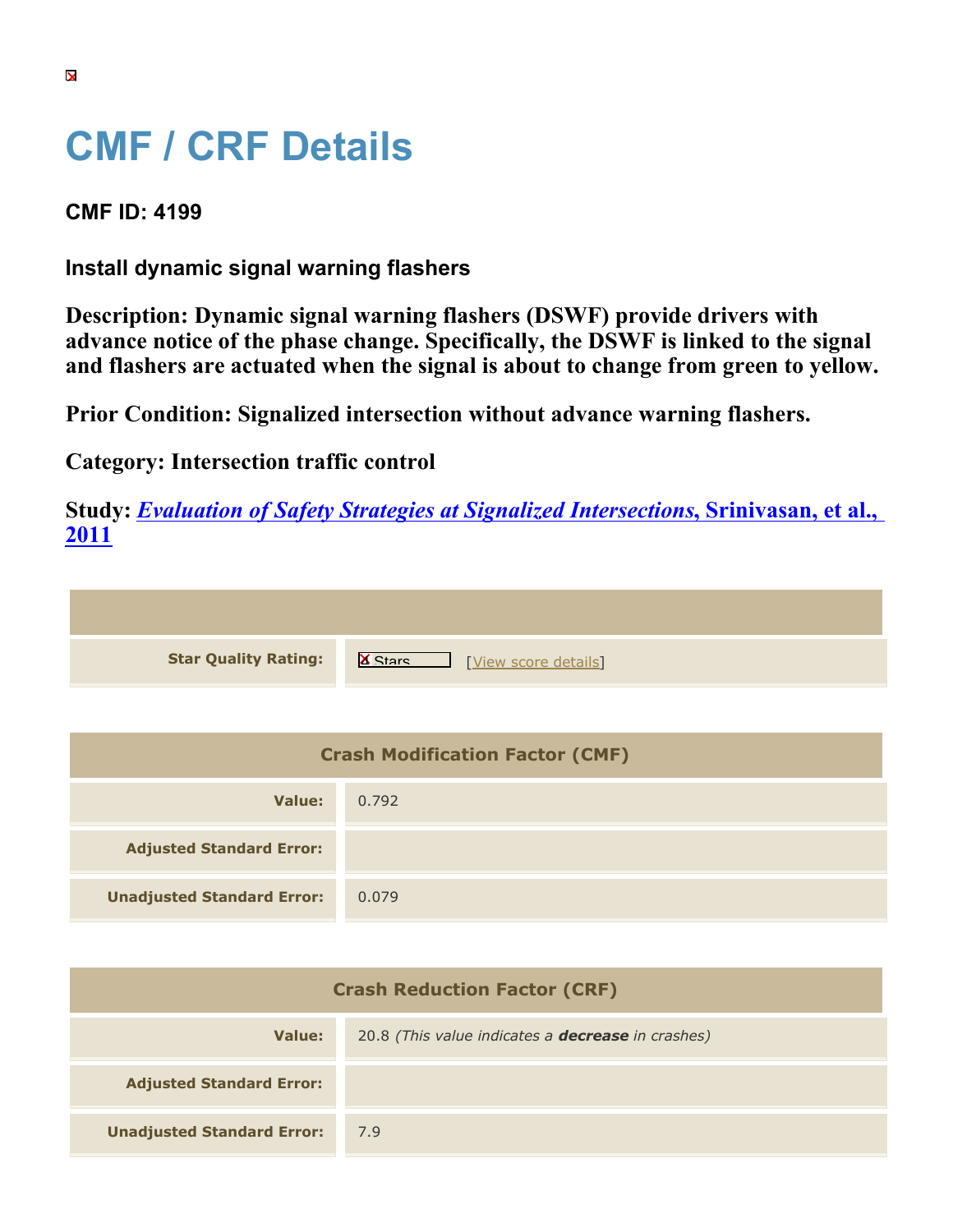# CMF / CRF Details

**CMF ID: 4199**

**Install dynamic signal warning flashers**

**Description: Dynamic signal warning flashers (DSWF) provide drivers with advance notice of the phase change. Specifically, the DSWF is linked to the signal and flashers are actuated when the signal is about to change from green to yellow.**

**Prior Condition: Signalized intersection without advance warning flashers.**

**Category: Intersection traffic control**

**Study: *Evaluation of Safety Strategies at Signalized Intersections*, Srinivasan, et al., 2011**

| | |
|---|---|
| **Star Quality Rating:** | Stars [View score details] |

| Crash Modification Factor (CMF) | |
|---|---|
| **Value:** | 0.792 |
| **Adjusted Standard Error:** | |
| **Unadjusted Standard Error:** | 0.079 |

| Crash Reduction Factor (CRF) | |
|---|---|
| **Value:** | 20.8 *(This value indicates a **decrease** in crashes)* |
| **Adjusted Standard Error:** | |
| **Unadjusted Standard Error:** | 7.9 |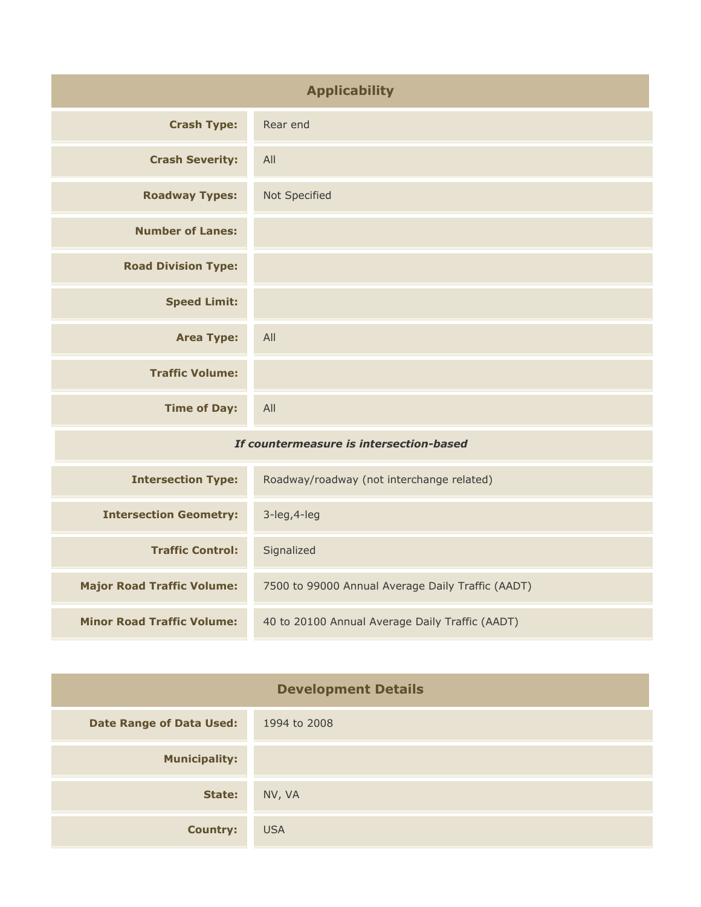## Applicability

| | |
|---|---|
| **Crash Type:** | Rear end |
| **Crash Severity:** | All |
| **Roadway Types:** | Not Specified |
| **Number of Lanes:** | |
| **Road Division Type:** | |
| **Speed Limit:** | |
| **Area Type:** | All |
| **Traffic Volume:** | |
| **Time of Day:** | All |
| ***If countermeasure is intersection-based*** | |
| **Intersection Type:** | Roadway/roadway (not interchange related) |
| **Intersection Geometry:** | 3-leg,4-leg |
| **Traffic Control:** | Signalized |
| **Major Road Traffic Volume:** | 7500 to 99000 Annual Average Daily Traffic (AADT) |
| **Minor Road Traffic Volume:** | 40 to 20100 Annual Average Daily Traffic (AADT) |

## Development Details

| | |
|---|---|
| **Date Range of Data Used:** | 1994 to 2008 |
| **Municipality:** | |
| **State:** | NV, VA |
| **Country:** | USA |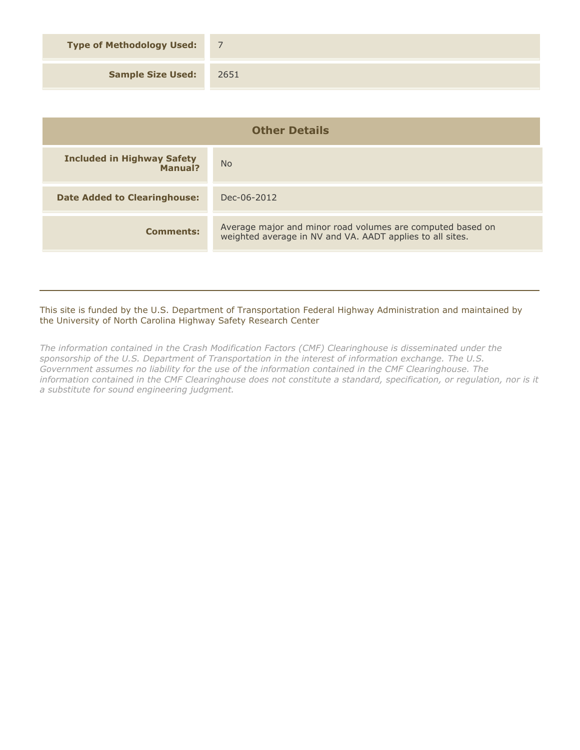| | |
|---|---|
| **Type of Methodology Used:** | 7 |
| **Sample Size Used:** | 2651 |

## Other Details

| | |
|---|---|
| **Included in Highway Safety Manual?** | No |
| **Date Added to Clearinghouse:** | Dec-06-2012 |
| **Comments:** | Average major and minor road volumes are computed based on weighted average in NV and VA. AADT applies to all sites. |

---

This site is funded by the U.S. Department of Transportation Federal Highway Administration and maintained by the University of North Carolina Highway Safety Research Center

*The information contained in the Crash Modification Factors (CMF) Clearinghouse is disseminated under the sponsorship of the U.S. Department of Transportation in the interest of information exchange. The U.S. Government assumes no liability for the use of the information contained in the CMF Clearinghouse. The information contained in the CMF Clearinghouse does not constitute a standard, specification, or regulation, nor is it a substitute for sound engineering judgment.*